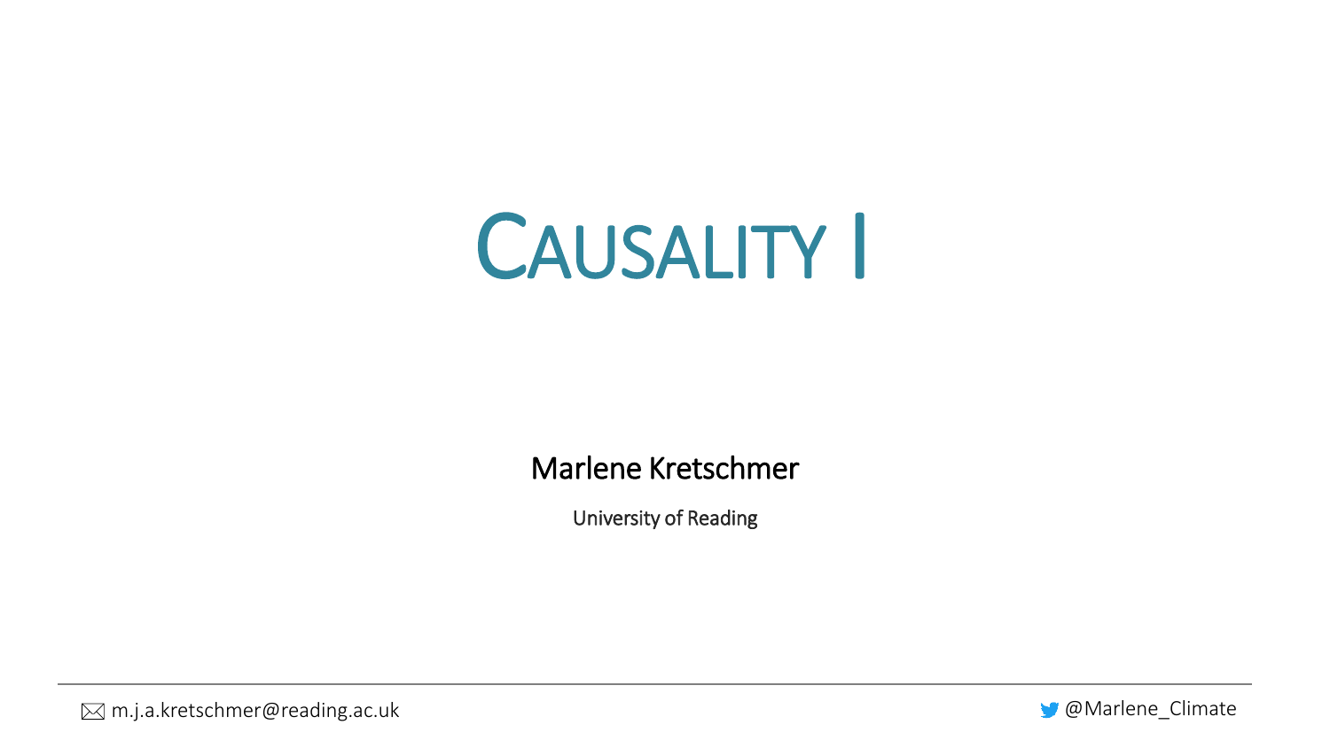# CAUSALITY I

**Marlene Kretschmer**

University of Reading

m.j.a.kretschmer@reading.ac.uk

@Marlene_Climate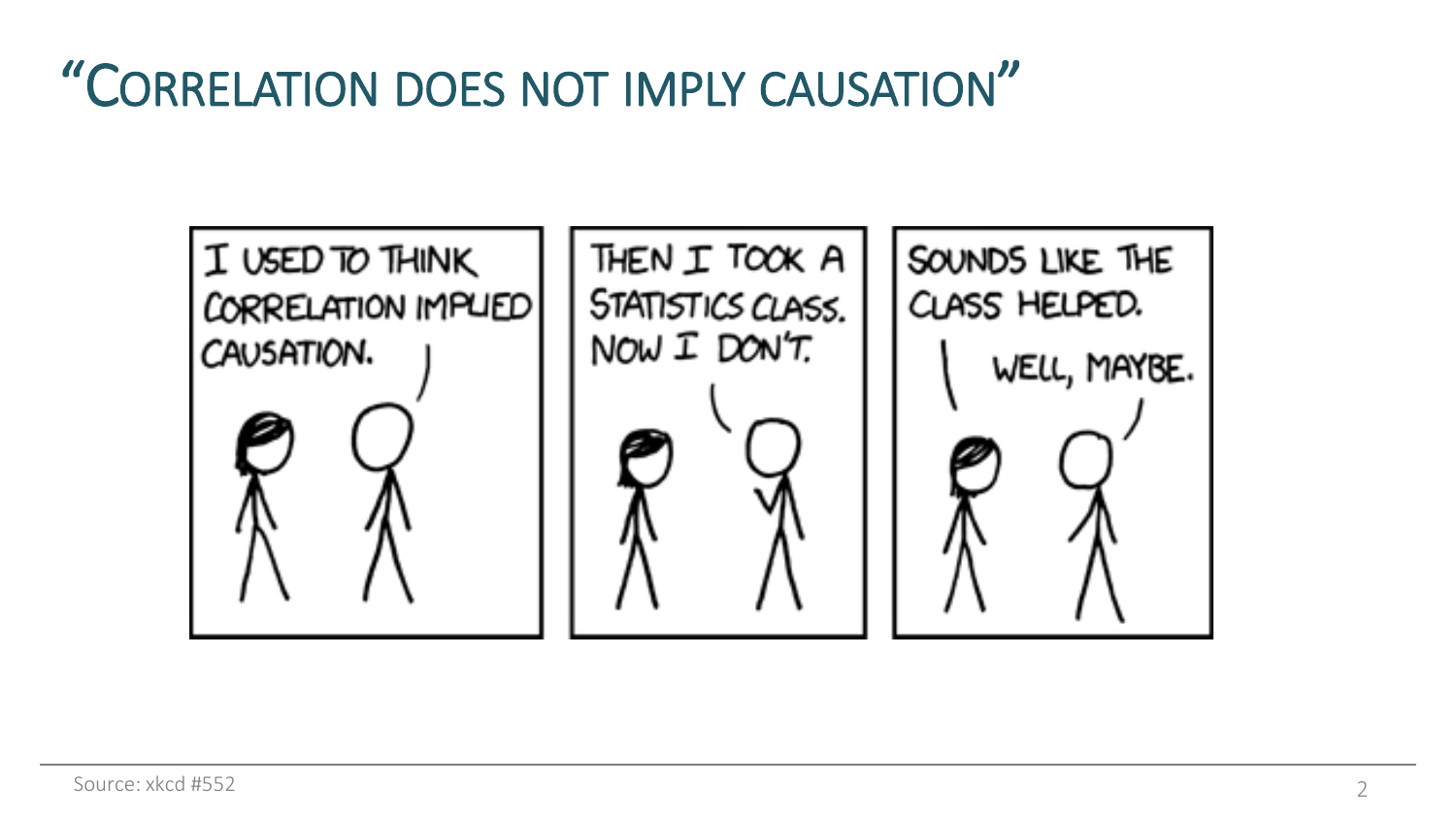# "Correlation does not imply causation"

I USED TO THINK CORRELATION IMPLIED CAUSATION.

THEN I TOOK A STATISTICS CLASS. NOW I DON'T.

SOUNDS LIKE THE CLASS HELPED.

WELL, MAYBE.

Source: xkcd #552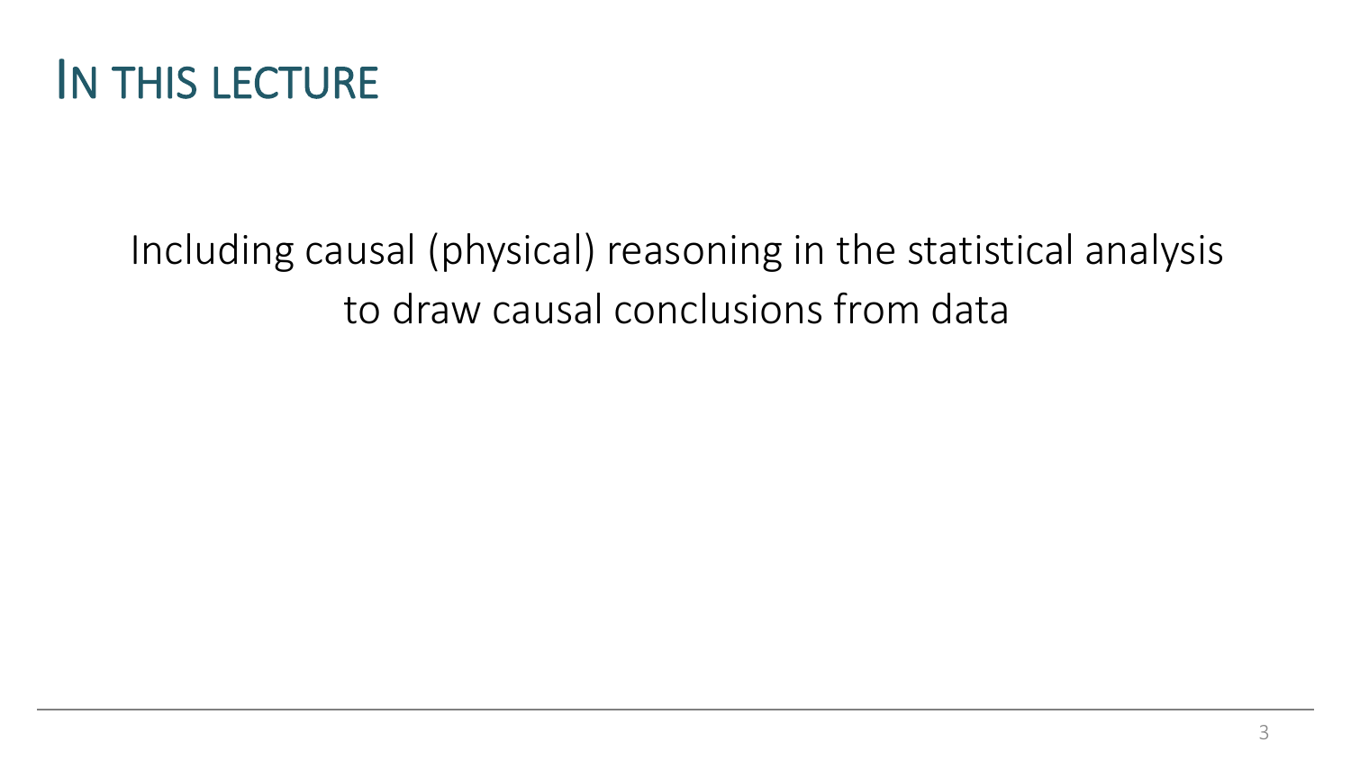# In this lecture

Including causal (physical) reasoning in the statistical analysis to draw causal conclusions from data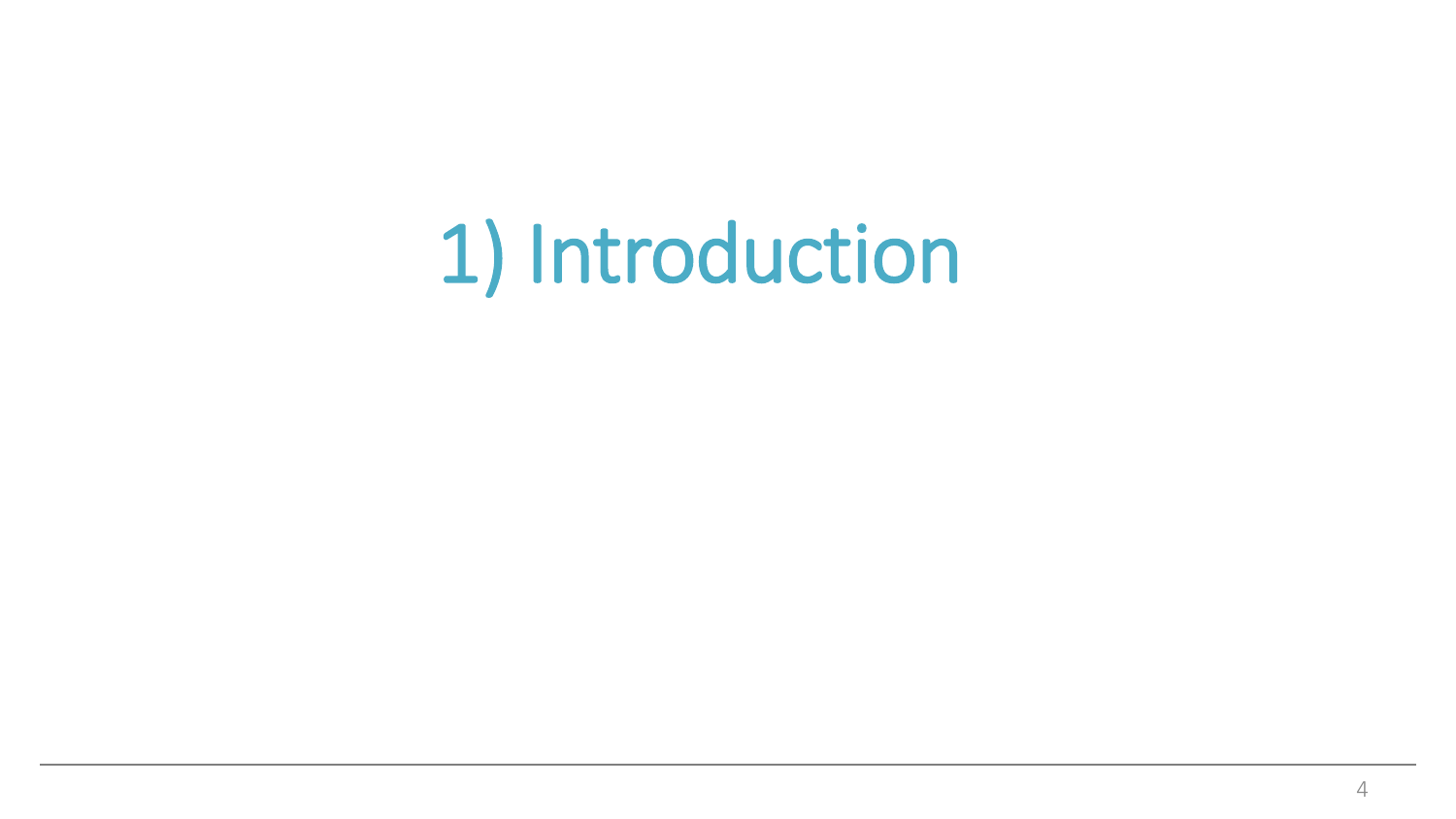# 1) Introduction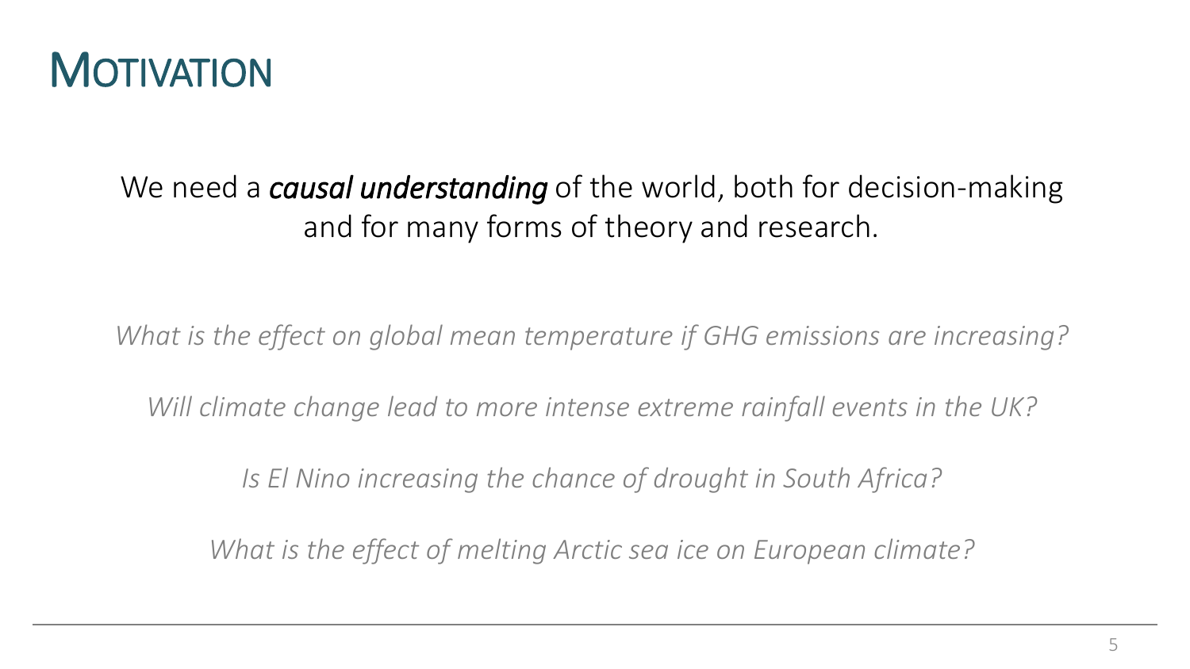# MOTIVATION

We need a ***causal understanding*** of the world, both for decision-making and for many forms of theory and research.

*What is the effect on global mean temperature if GHG emissions are increasing?*

*Will climate change lead to more intense extreme rainfall events in the UK?*

*Is El Nino increasing the chance of drought in South Africa?*

*What is the effect of melting Arctic sea ice on European climate?*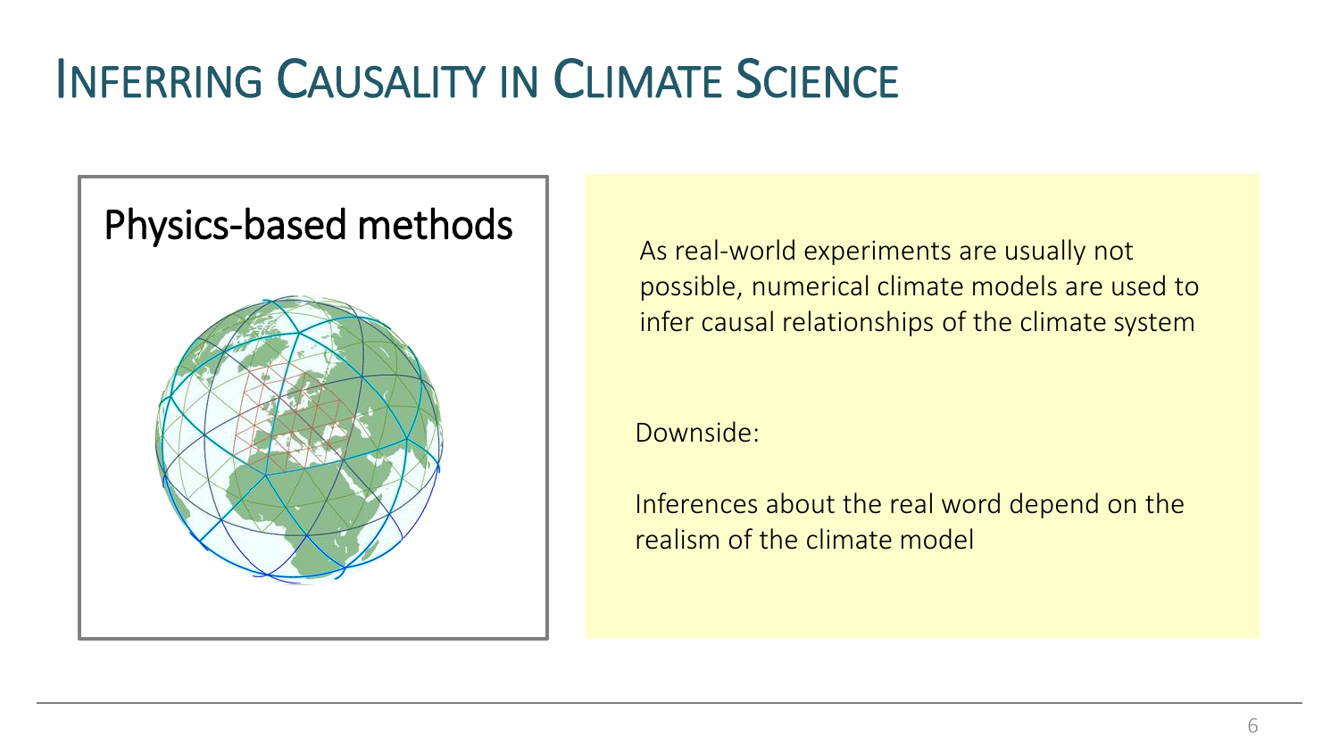# INFERRING CAUSALITY IN CLIMATE SCIENCE

## Physics-based methods

As real-world experiments are usually not possible, numerical climate models are used to infer causal relationships of the climate system

Downside:

Inferences about the real word depend on the realism of the climate model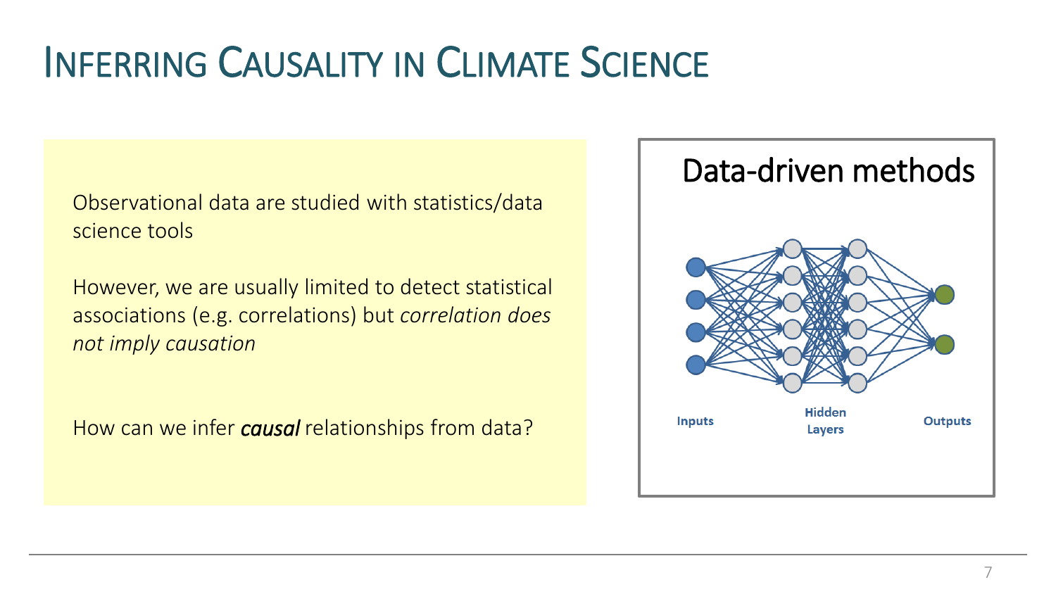# Inferring Causality in Climate Science

Observational data are studied with statistics/data science tools

However, we are usually limited to detect statistical associations (e.g. correlations) but *correlation does not imply causation*

How can we infer ***causal*** relationships from data?

## Data-driven methods

Inputs

Hidden Layers

Outputs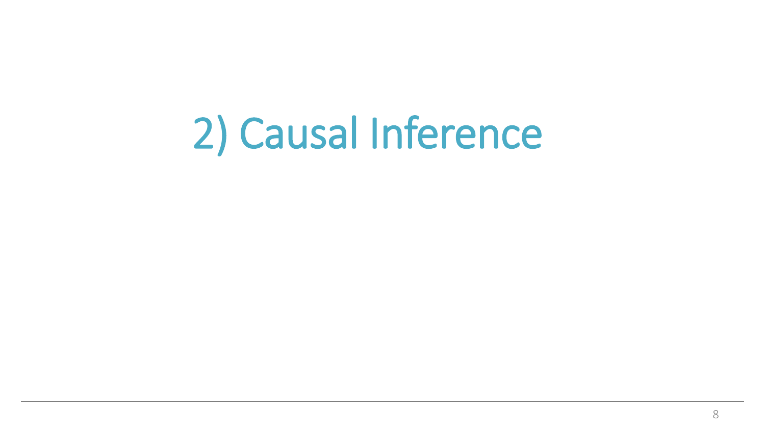# 2) Causal Inference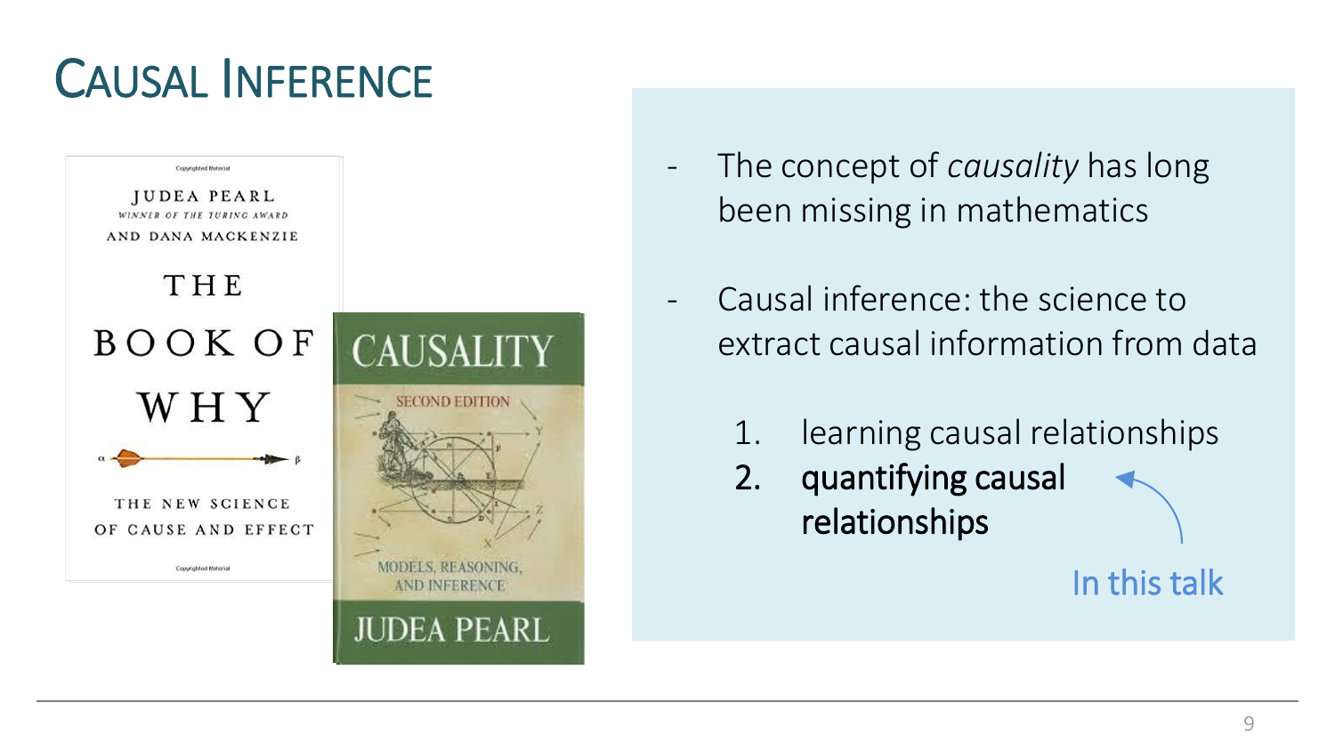# Causal Inference

- The concept of *causality* has long been missing in mathematics

- Causal inference: the science to extract causal information from data

  1. learning causal relationships
  2. **quantifying causal relationships** ← In this talk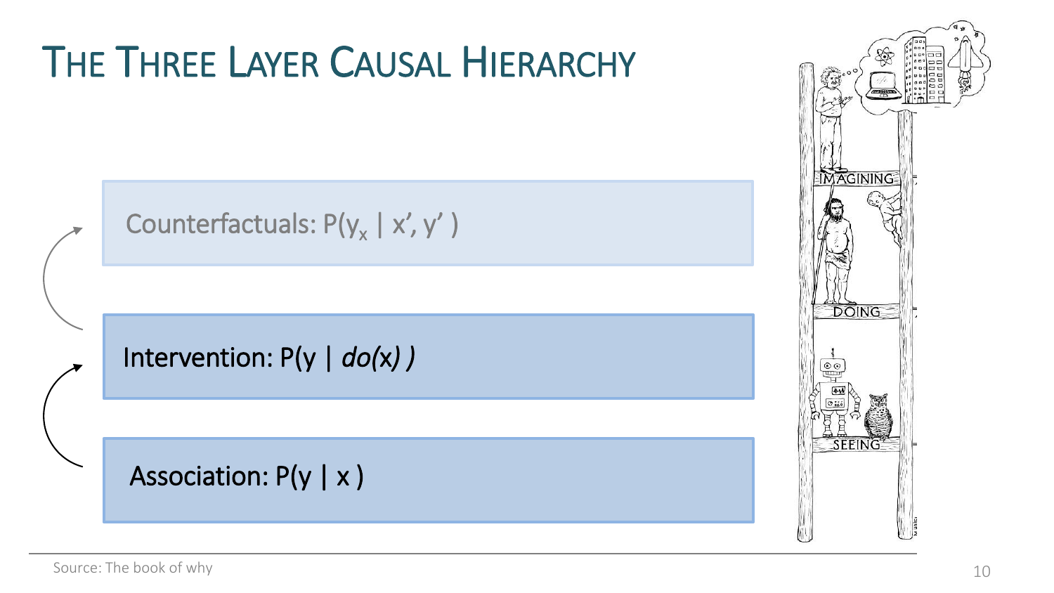# The Three Layer Causal Hierarchy

Counterfactuals: $P(y_x \mid x', y')$

Intervention: $P(y \mid do(x))$

Association: $P(y \mid x)$

Source: The book of why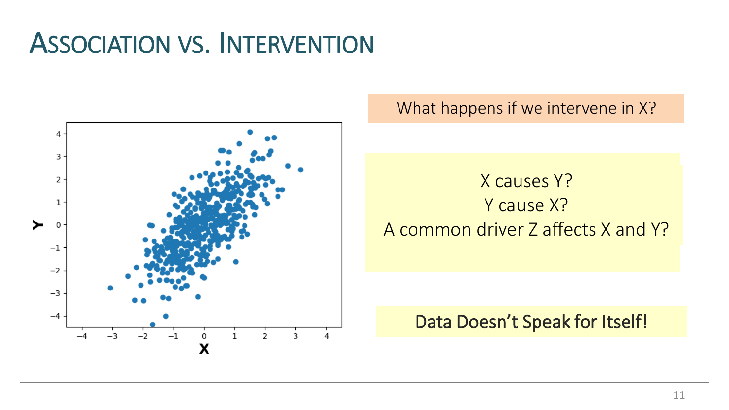# Association vs. Intervention

What happens if we intervene in X?

X causes Y?
Y cause X?
A common driver Z affects X and Y?

**Data Doesn't Speak for Itself!**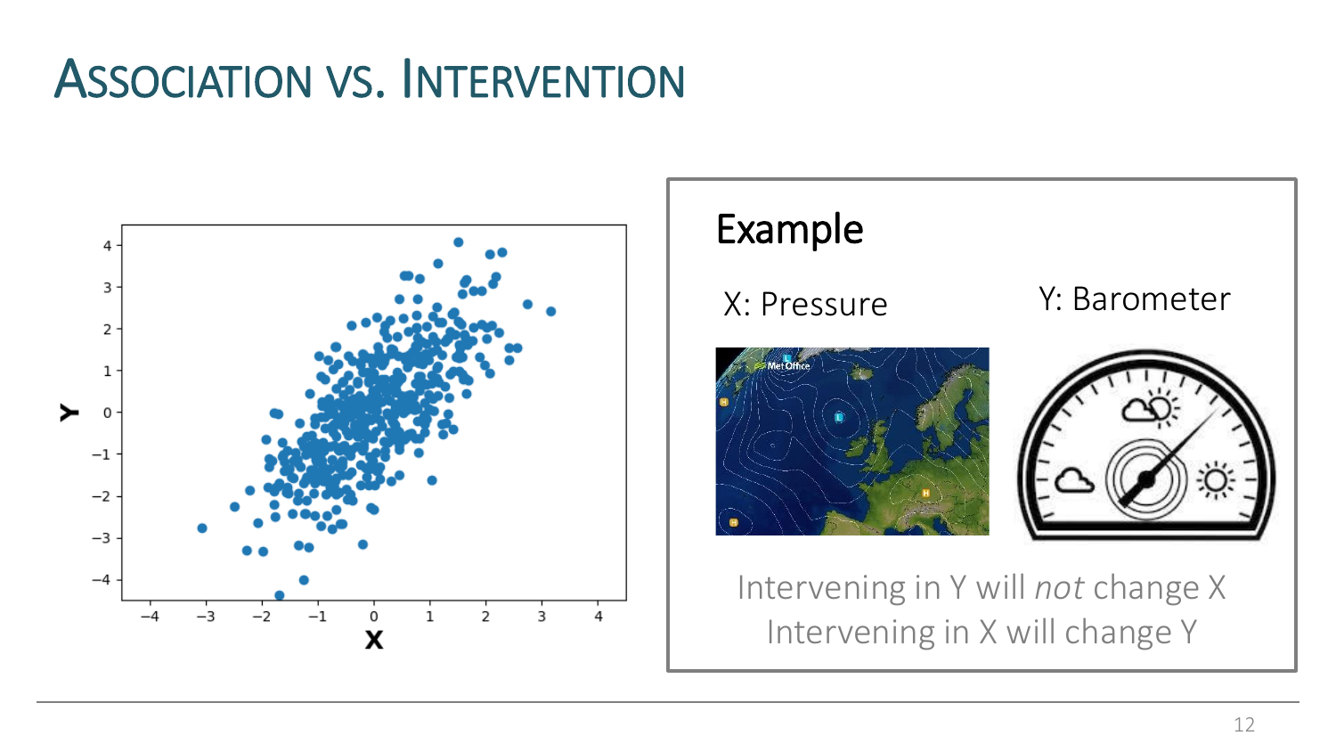# Association vs. Intervention

## Example

X: Pressure

Y: Barometer

Intervening in Y will *not* change X
Intervening in X will change Y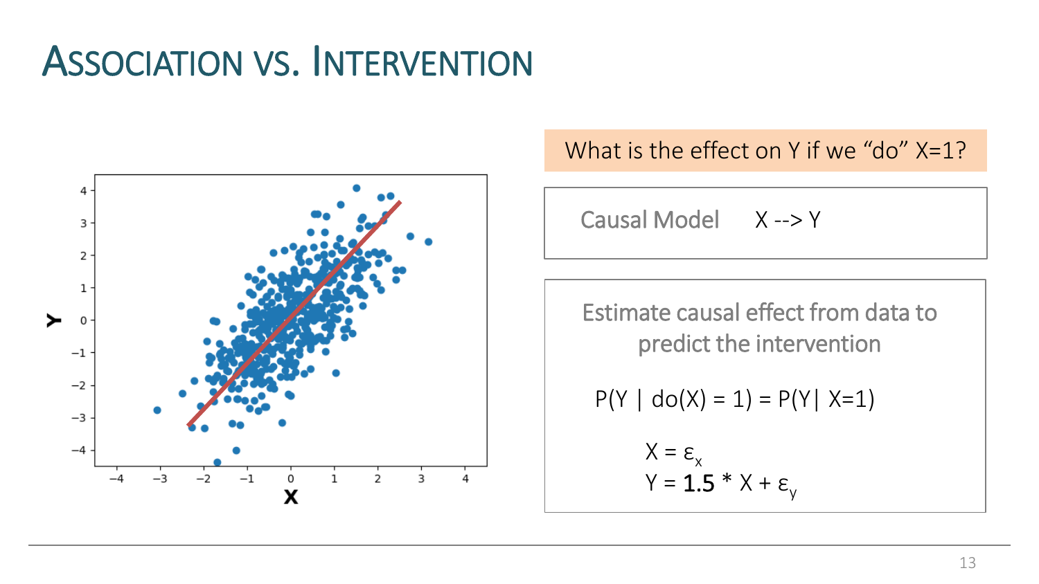# Association vs. Intervention

What is the effect on Y if we "do" X=1?

Causal Model X --> Y

Estimate causal effect from data to predict the intervention

$$P(Y \mid do(X) = 1) = P(Y \mid X=1)$$

$$X = \varepsilon_x$$
$$Y = \mathbf{1.5} * X + \varepsilon_y$$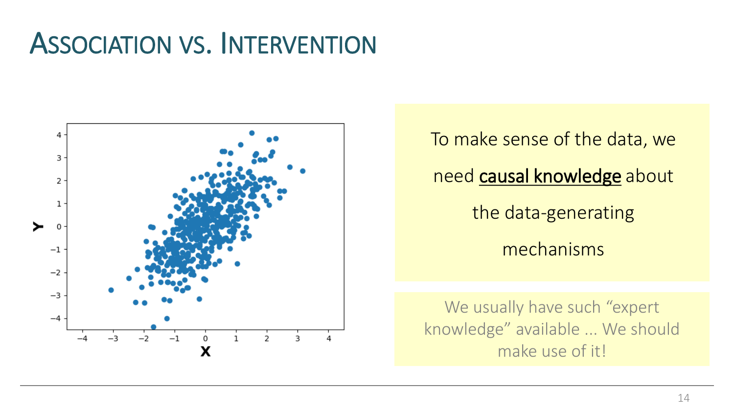# Association vs. Intervention

To make sense of the data, we need causal knowledge about the data-generating mechanisms

We usually have such “expert knowledge” available ... We should make use of it!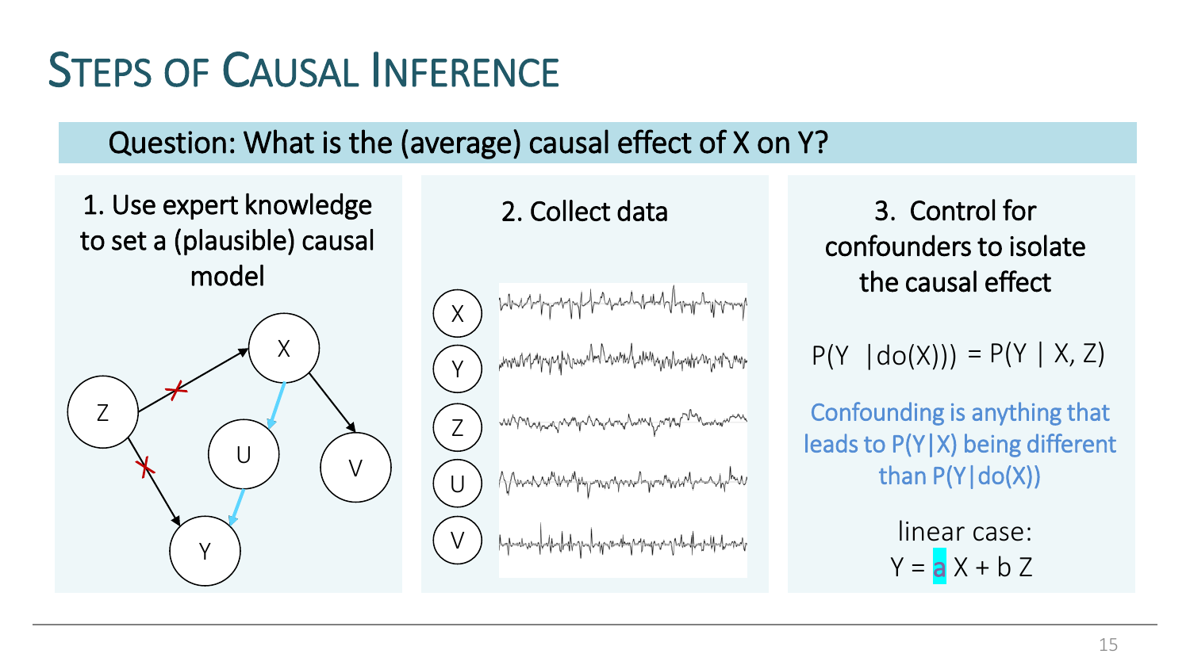# Steps of Causal Inference

**Question: What is the (average) causal effect of X on Y?**

### 1. Use expert knowledge to set a (plausible) causal model

### 2. Collect data

### 3. Control for confounders to isolate the causal effect

$$P(Y \mid do(X)) = P(Y \mid X, Z)$$

Confounding is anything that leads to $P(Y|X)$ being different than $P(Y|do(X))$

linear case:

$$Y = a\,X + b\,Z$$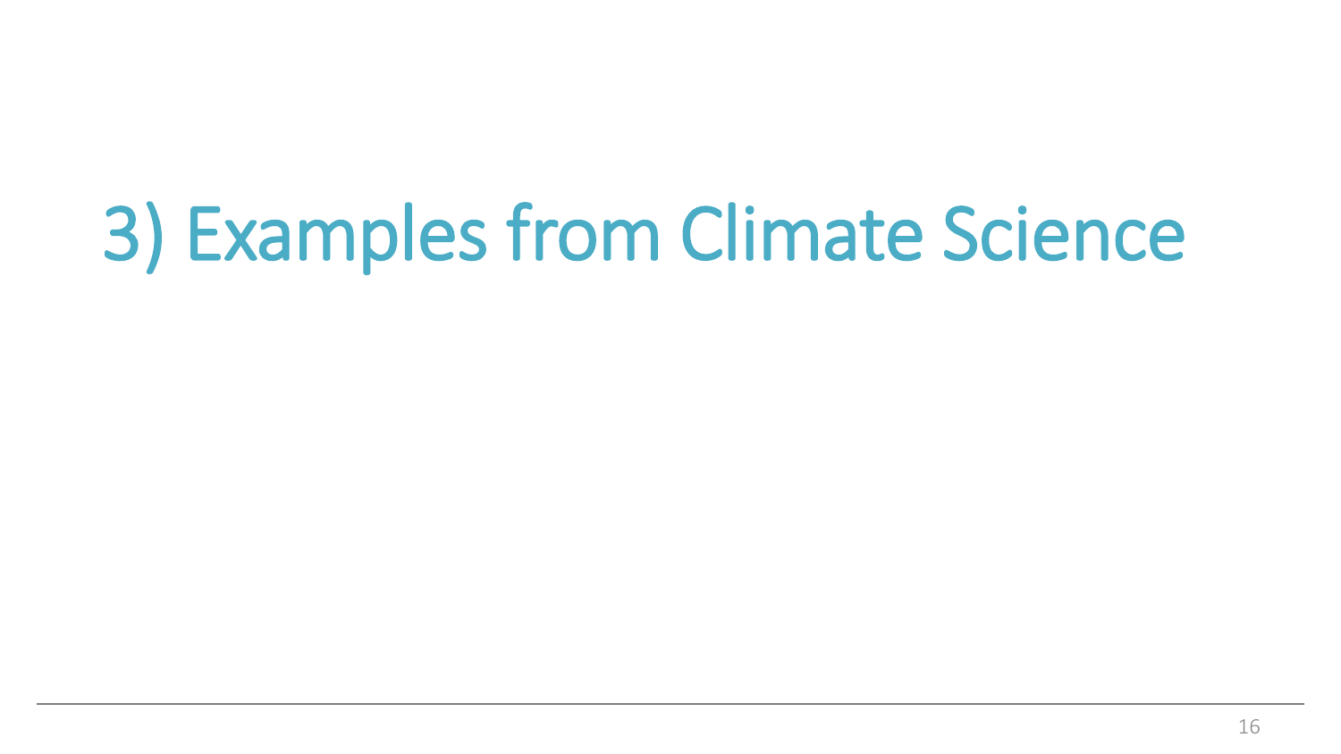# 3) Examples from Climate Science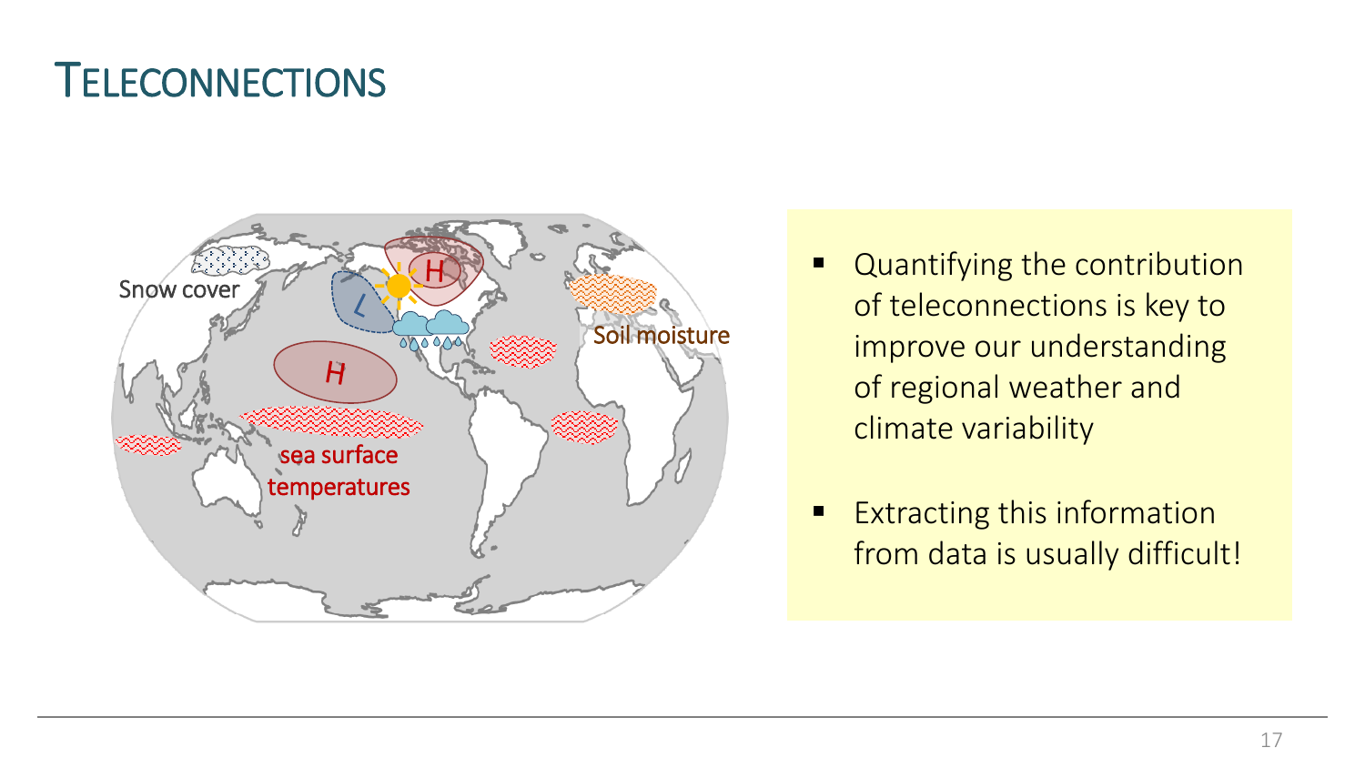# TELECONNECTIONS

Snow cover

Soil moisture

sea surface temperatures

- Quantifying the contribution of teleconnections is key to improve our understanding of regional weather and climate variability
- Extracting this information from data is usually difficult!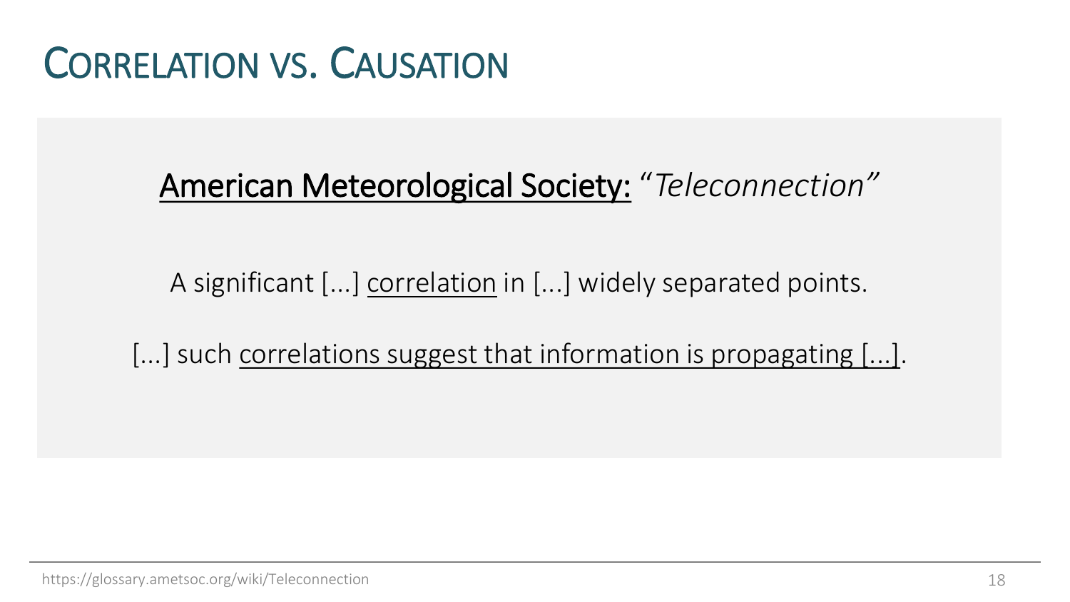# Correlation vs. Causation

American Meteorological Society: *"Teleconnection"*

A significant [...] correlation in [...] widely separated points.

[...] such correlations suggest that information is propagating [...].

https://glossary.ametsoc.org/wiki/Teleconnection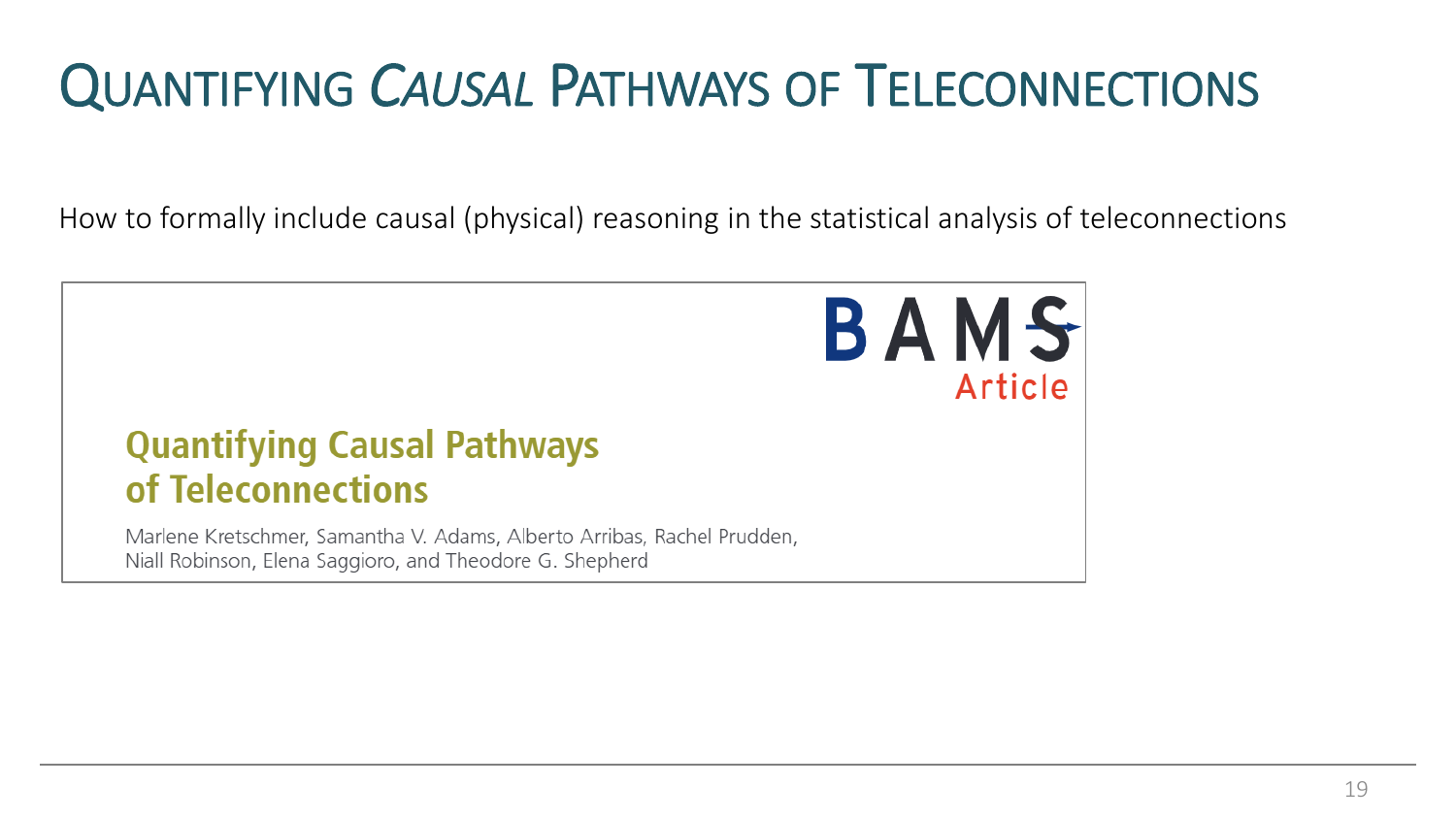# Quantifying *Causal* Pathways of Teleconnections

How to formally include causal (physical) reasoning in the statistical analysis of teleconnections

BAMS Article

## Quantifying Causal Pathways of Teleconnections

Marlene Kretschmer, Samantha V. Adams, Alberto Arribas, Rachel Prudden, Niall Robinson, Elena Saggioro, and Theodore G. Shepherd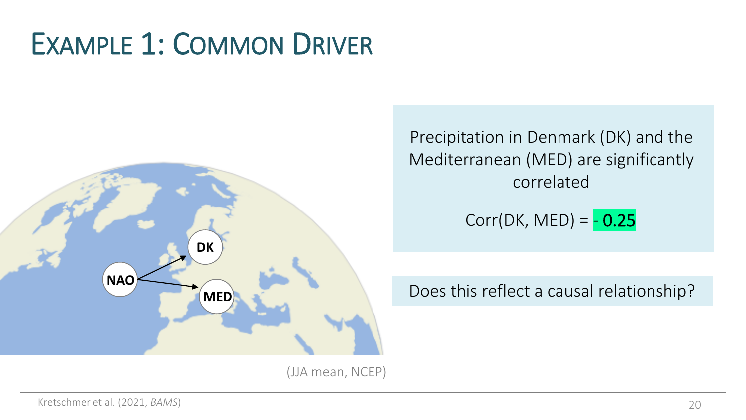# Example 1: Common Driver

NAO → DK

NAO → MED

(JJA mean, NCEP)

Precipitation in Denmark (DK) and the Mediterranean (MED) are significantly correlated

Corr(DK, MED) = **- 0.25**

Does this reflect a causal relationship?

Kretschmer et al. (2021, *BAMS*)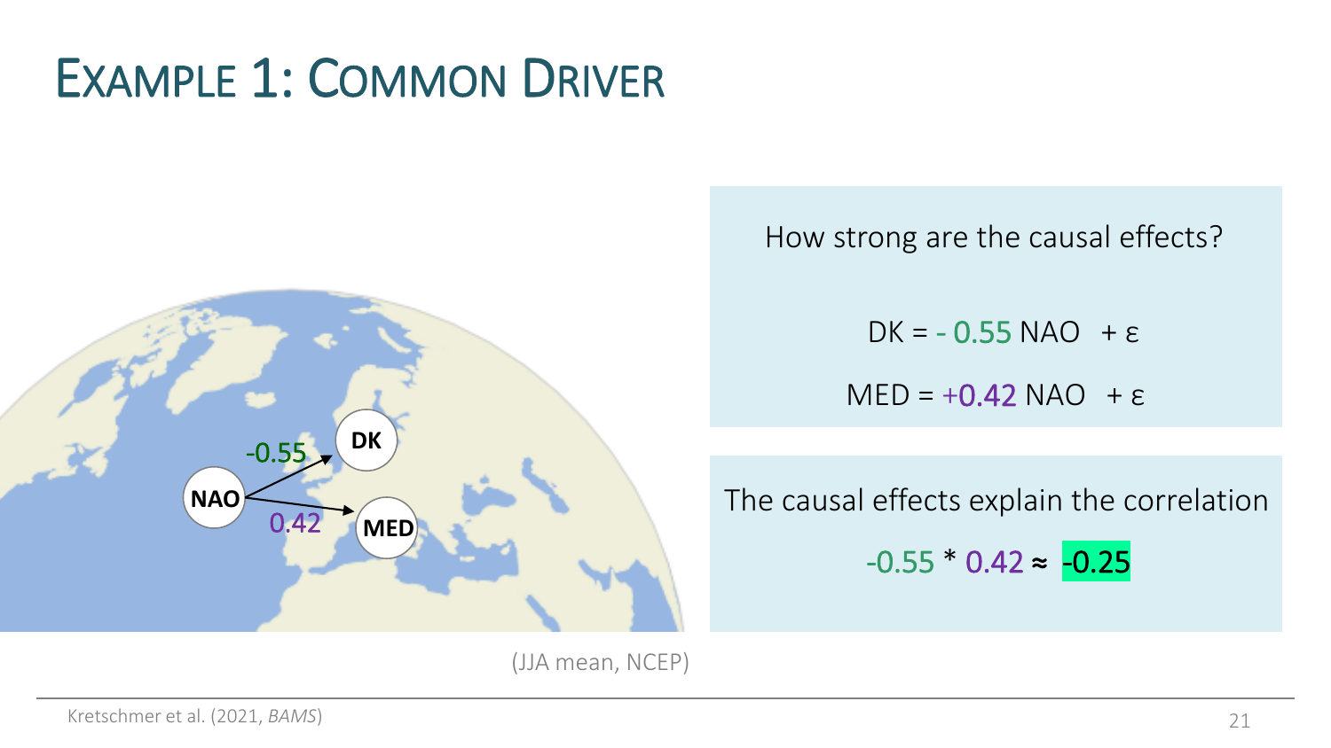# Example 1: Common Driver

NAO → DK: -0.55

NAO → MED: 0.42

How strong are the causal effects?

$$DK = -0.55\ NAO + \varepsilon$$

$$MED = +0.42\ NAO + \varepsilon$$

The causal effects explain the correlation

$$-0.55 * 0.42 \approx -0.25$$

(JJA mean, NCEP)

Kretschmer et al. (2021, *BAMS*)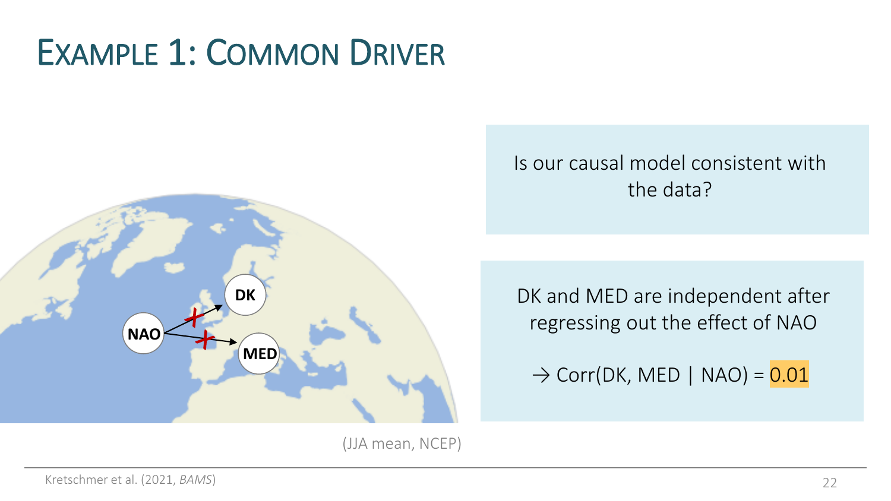# Example 1: Common Driver

Is our causal model consistent with the data?

DK and MED are independent after regressing out the effect of NAO

→ Corr(DK, MED | NAO) = 0.01

(JJA mean, NCEP)

Kretschmer et al. (2021, *BAMS*)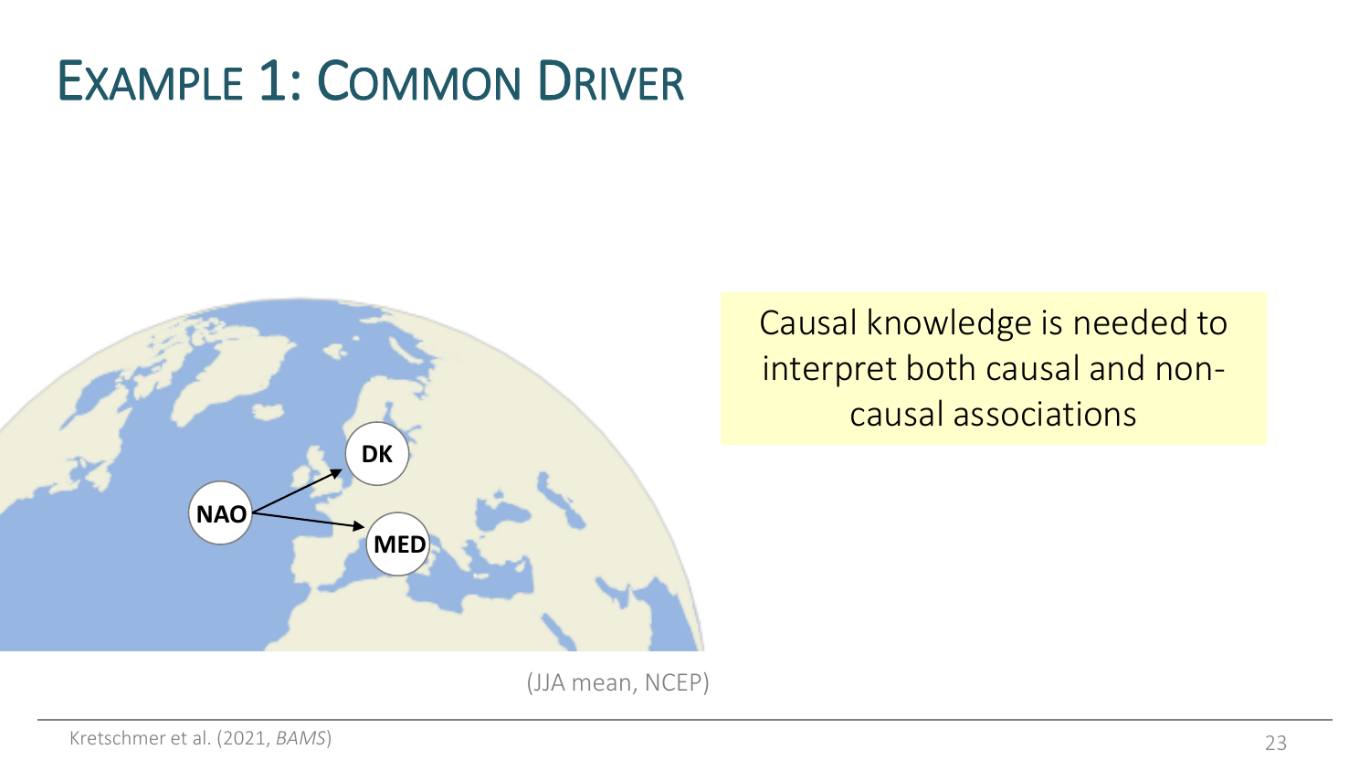# Example 1: Common Driver

NAO

DK

MED

(JJA mean, NCEP)

Causal knowledge is needed to interpret both causal and non-causal associations

Kretschmer et al. (2021, *BAMS*)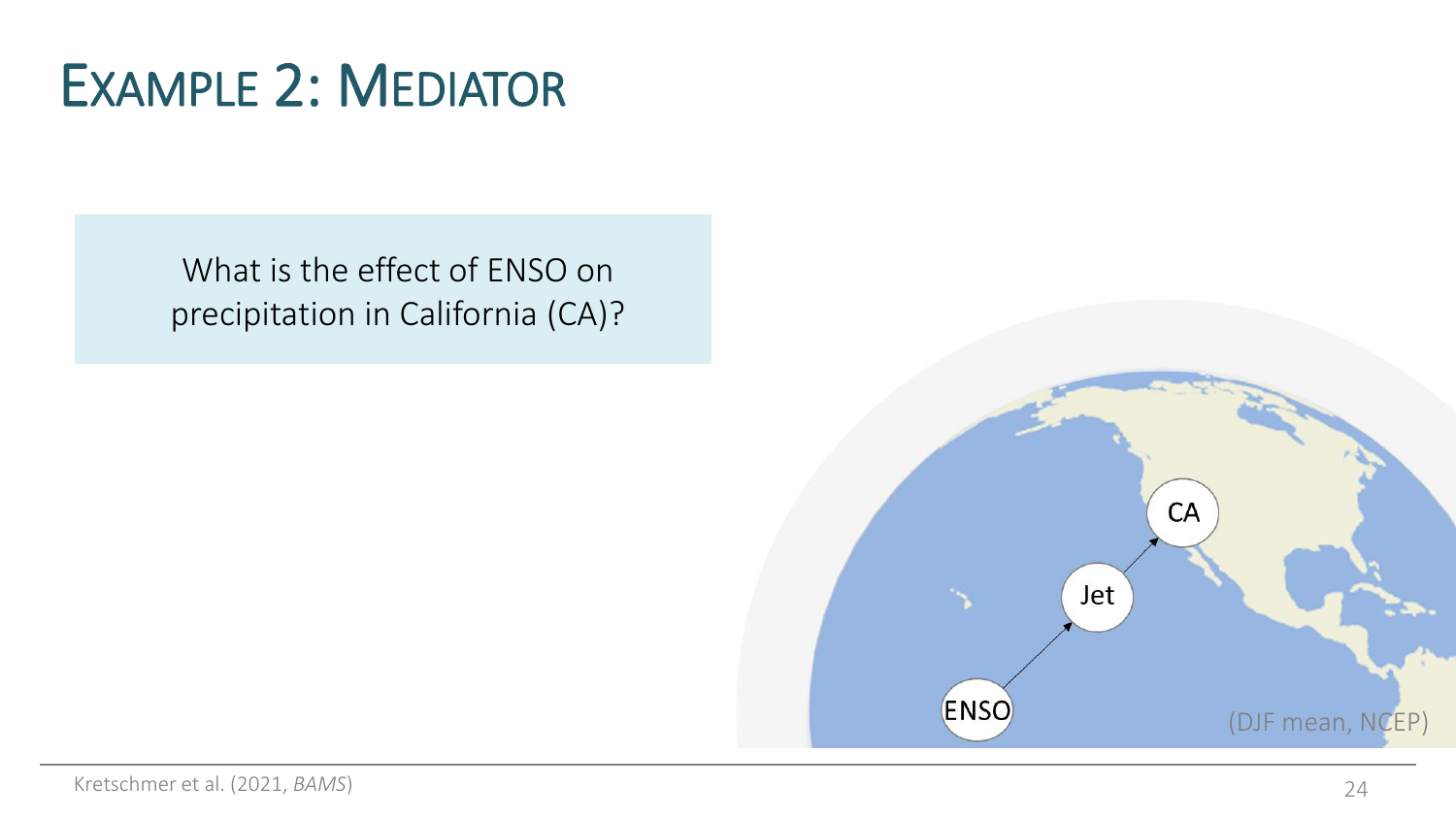# Example 2: Mediator

What is the effect of ENSO on precipitation in California (CA)?

ENSO → Jet → CA

(DJF mean, NCEP)

Kretschmer et al. (2021, *BAMS*)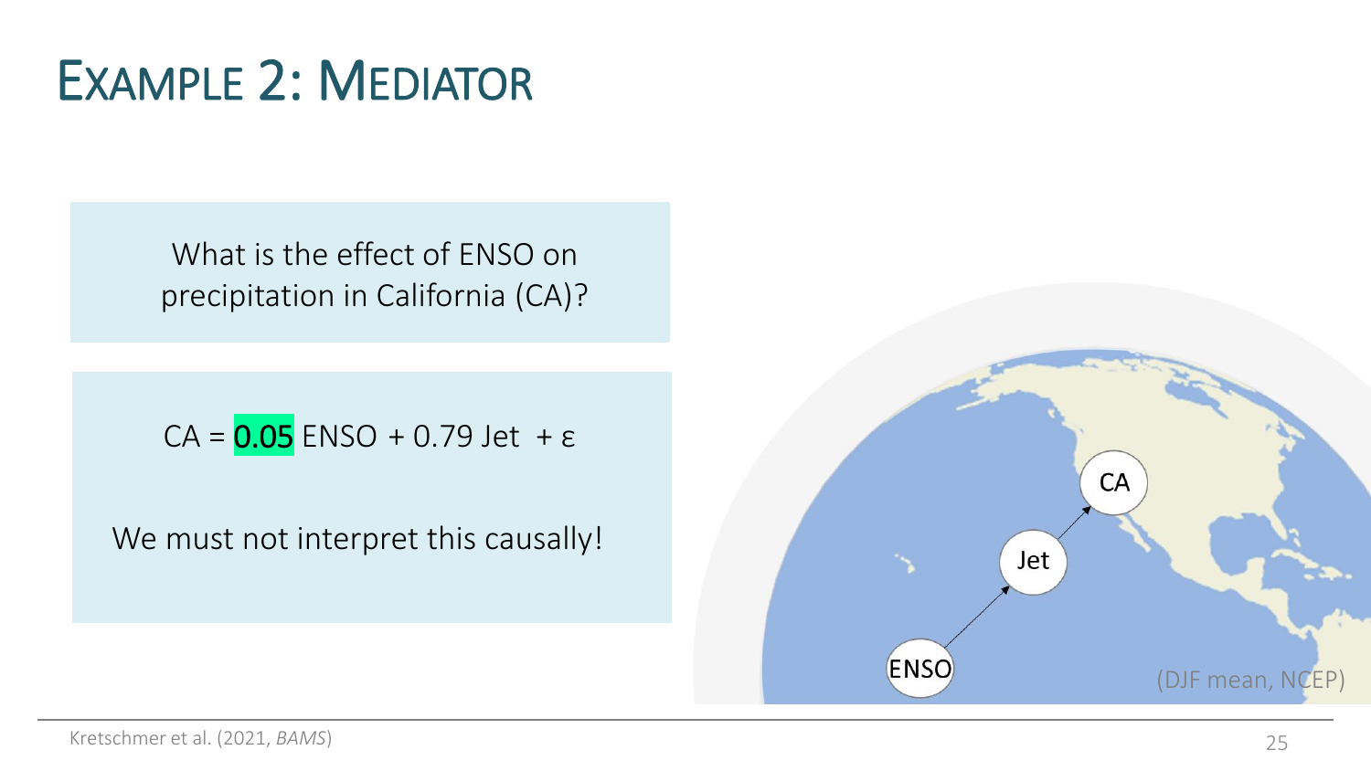# Example 2: Mediator

What is the effect of ENSO on precipitation in California (CA)?

$$CA = \mathbf{0.05}\ ENSO + 0.79\ Jet + \varepsilon$$

We must not interpret this causally!

ENSO → Jet → CA

(DJF mean, NCEP)

Kretschmer et al. (2021, *BAMS*)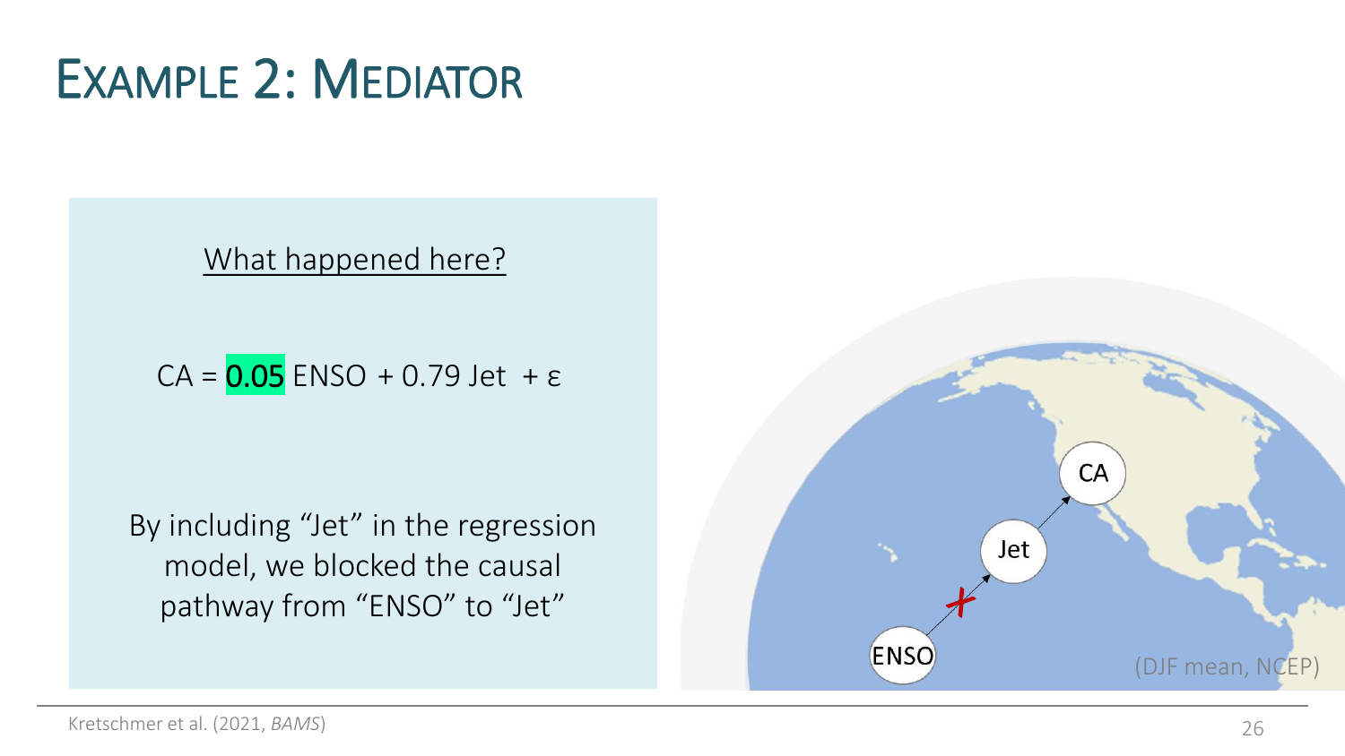# Example 2: Mediator

What happened here?

$$CA = 0.05\ ENSO + 0.79\ Jet + \varepsilon$$

By including "Jet" in the regression model, we blocked the causal pathway from "ENSO" to "Jet"

CA

Jet

ENSO

(DJF mean, NCEP)

Kretschmer et al. (2021, *BAMS*)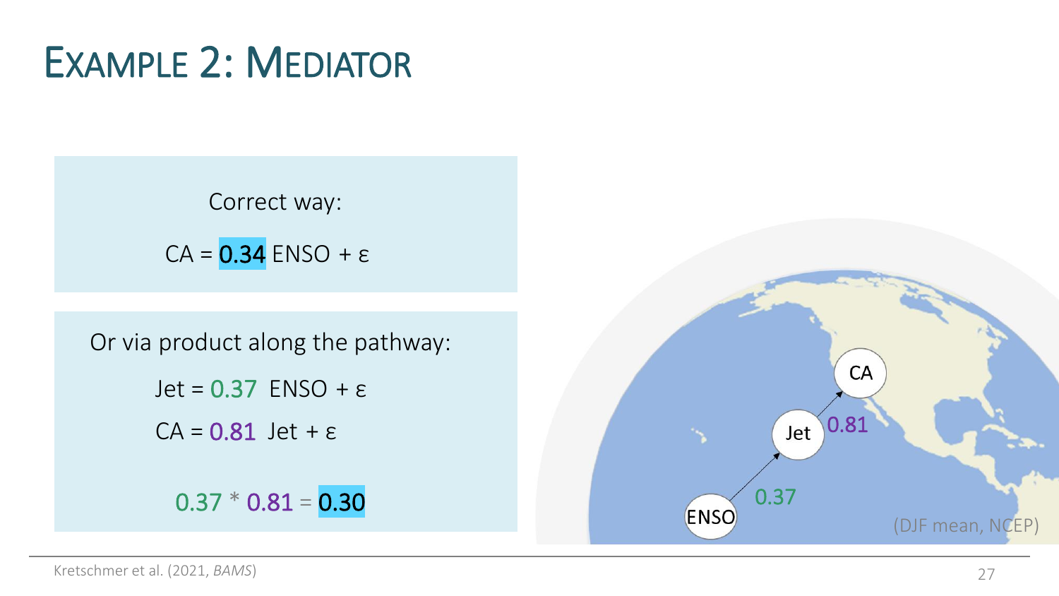# Example 2: Mediator

Correct way:

$$CA = 0.34 \, ENSO + \varepsilon$$

Or via product along the pathway:

$$Jet = 0.37 \, ENSO + \varepsilon$$

$$CA = 0.81 \, Jet + \varepsilon$$

$$0.37 * 0.81 = 0.30$$

ENSO → Jet (0.37) → CA (0.81)

(DJF mean, NCEP)

Kretschmer et al. (2021, *BAMS*)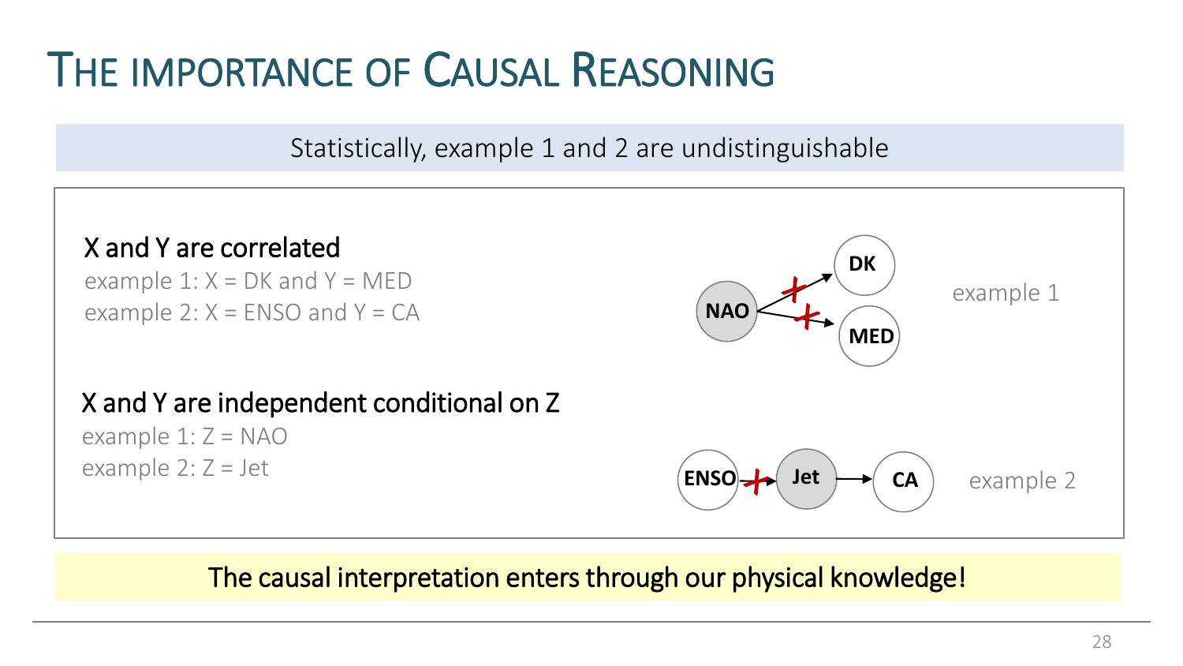# The importance of Causal Reasoning

Statistically, example 1 and 2 are undistinguishable

**X and Y are correlated**

example 1: X = DK and Y = MED

example 2: X = ENSO and Y = CA

**X and Y are independent conditional on Z**

example 1: Z = NAO

example 2: Z = Jet

example 1

example 2

**The causal interpretation enters through our physical knowledge!**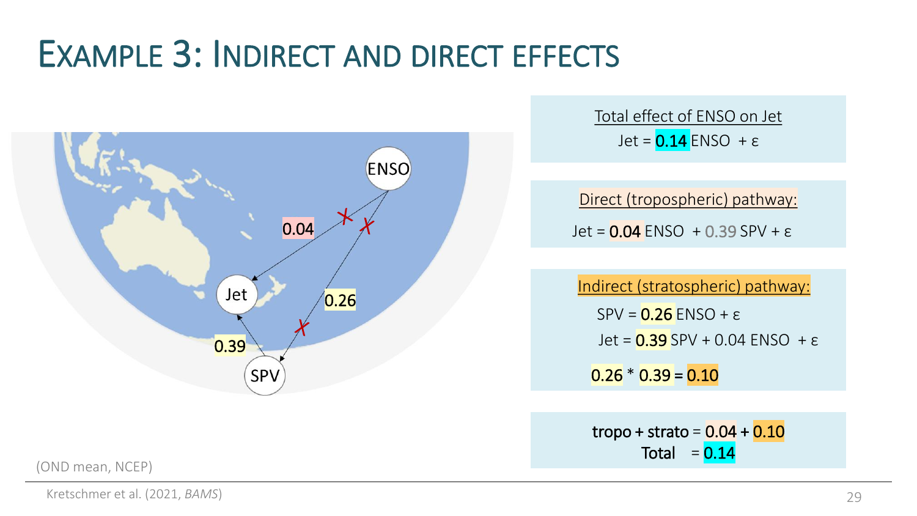# Example 3: Indirect and direct effects

ENSO

Jet

SPV

0.04

0.26

0.39

(OND mean, NCEP)

**Total effect of ENSO on Jet**

Jet = 0.14 ENSO + ε

**Direct (tropospheric) pathway:**

Jet = 0.04 ENSO + 0.39 SPV + ε

**Indirect (stratospheric) pathway:**

SPV = 0.26 ENSO + ε

Jet = 0.39 SPV + 0.04 ENSO + ε

0.26 * 0.39 = 0.10

tropo + strato = 0.04 + 0.10

Total = 0.14

Kretschmer et al. (2021, *BAMS*)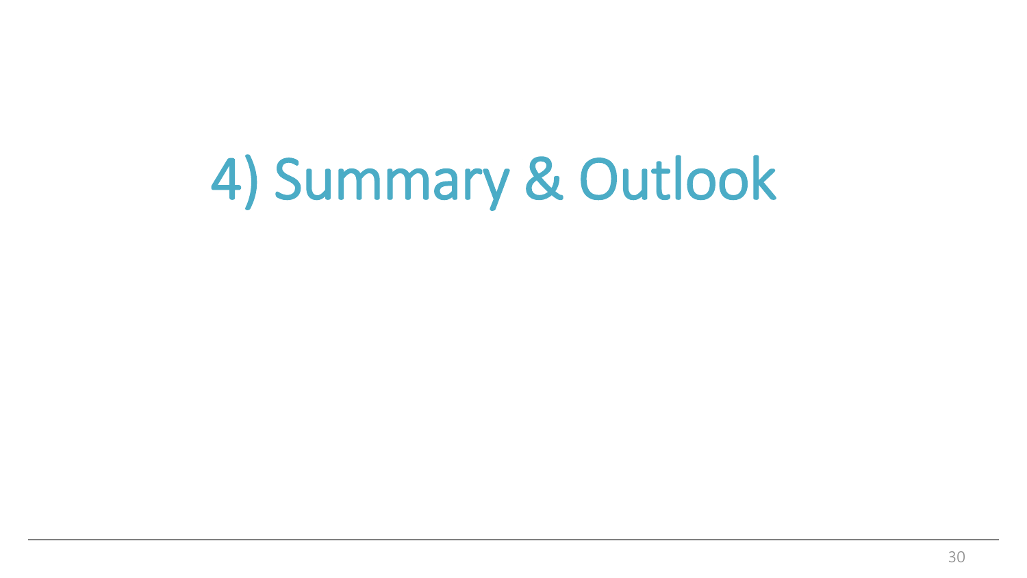# 4) Summary & Outlook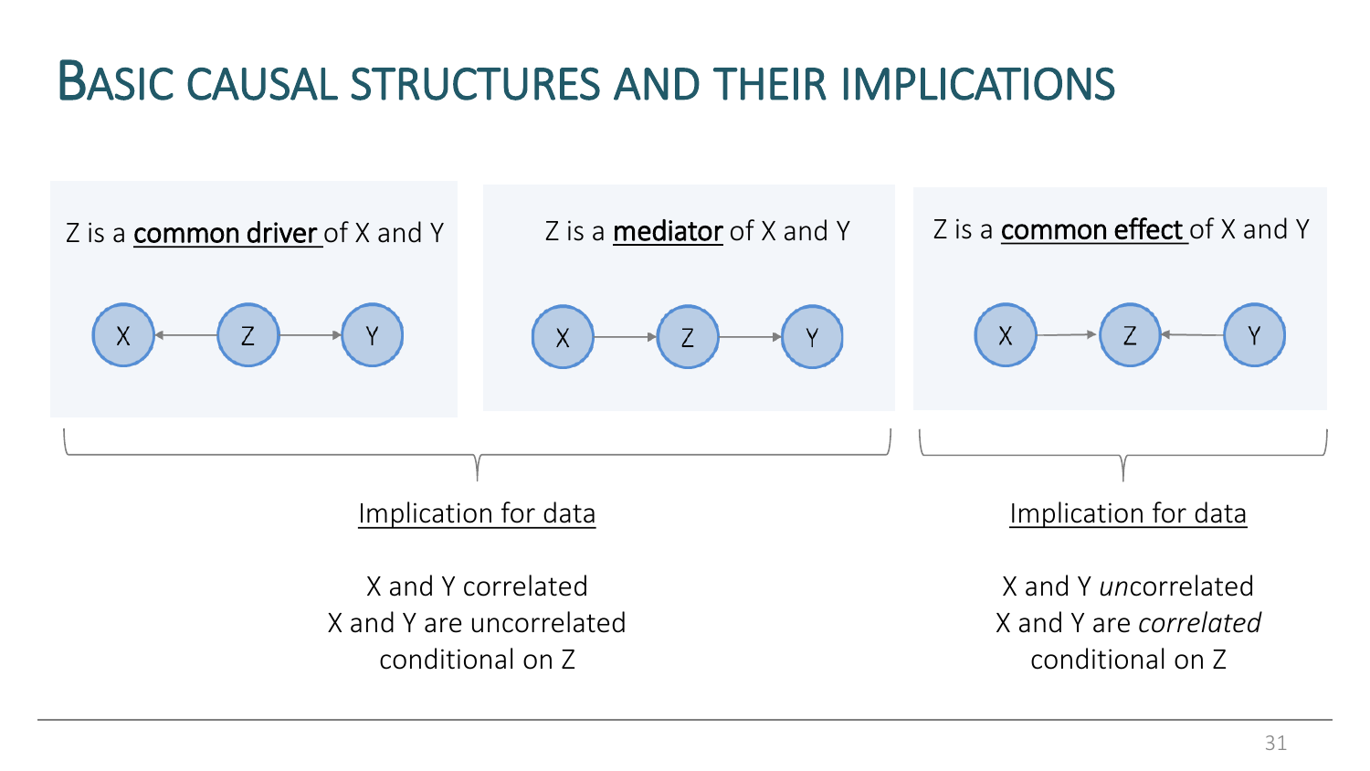# Basic causal structures and their implications

Z is a <u>**common driver**</u> of X and Y

X ← Z → Y

Z is a <u>**mediator**</u> of X and Y

X → Z → Y

Z is a <u>**common effect**</u> of X and Y

X → Z ← Y

<u>Implication for data</u> (common driver and mediator)

X and Y correlated
X and Y are uncorrelated conditional on Z

<u>Implication for data</u> (common effect)

X and Y *un*correlated
X and Y are *correlated* conditional on Z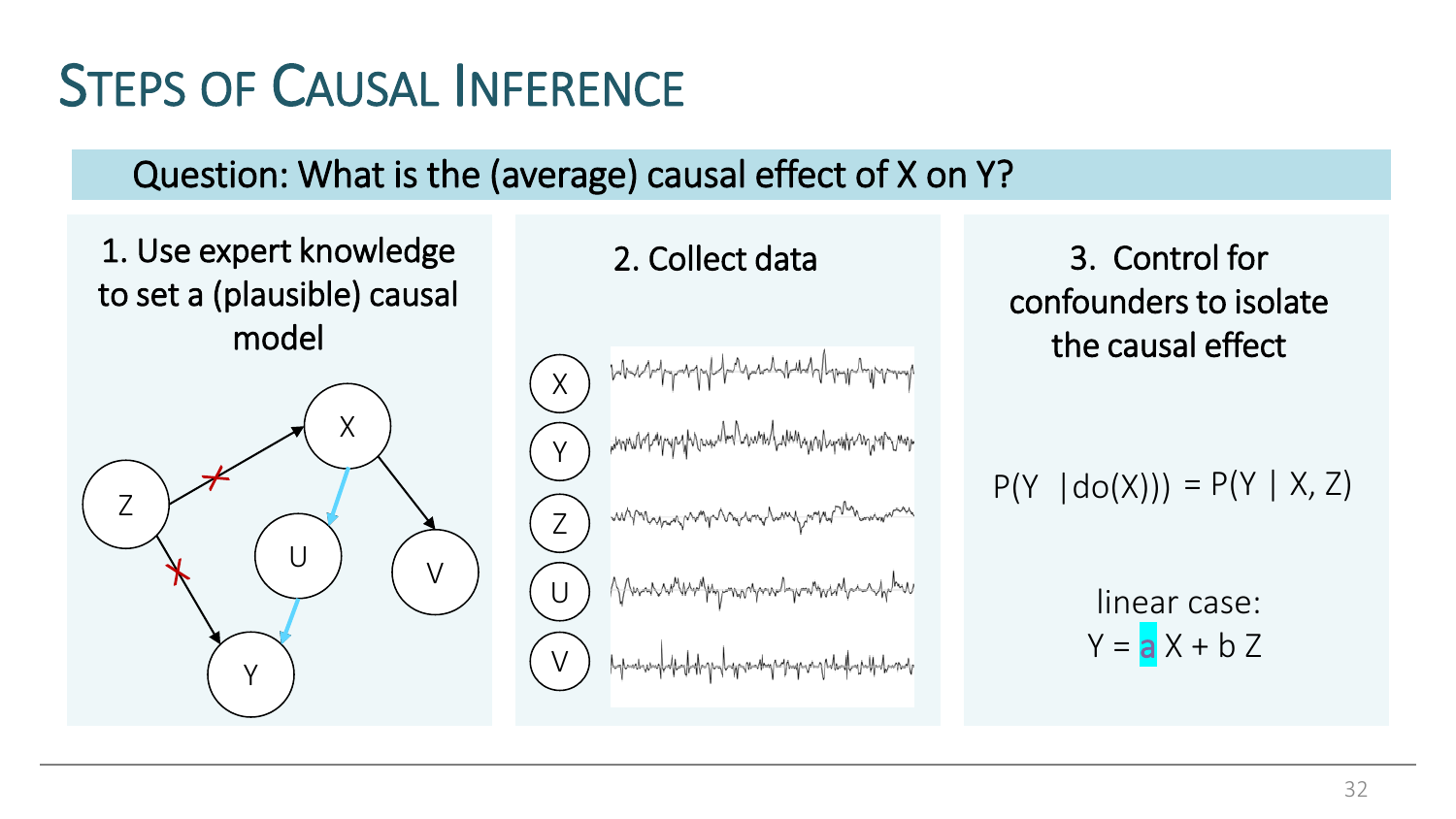# Steps of Causal Inference

**Question: What is the (average) causal effect of X on Y?**

1. Use expert knowledge to set a (plausible) causal model

2. Collect data

3. Control for confounders to isolate the causal effect

$$P(Y \mid do(X)) = P(Y \mid X, Z)$$

linear case:

$$Y = a\,X + b\,Z$$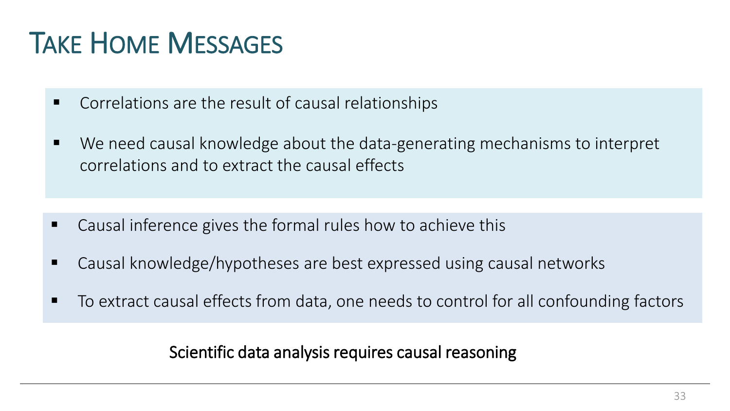# Take Home Messages

- Correlations are the result of causal relationships
- We need causal knowledge about the data-generating mechanisms to interpret correlations and to extract the causal effects

- Causal inference gives the formal rules how to achieve this
- Causal knowledge/hypotheses are best expressed using causal networks
- To extract causal effects from data, one needs to control for all confounding factors

Scientific data analysis requires causal reasoning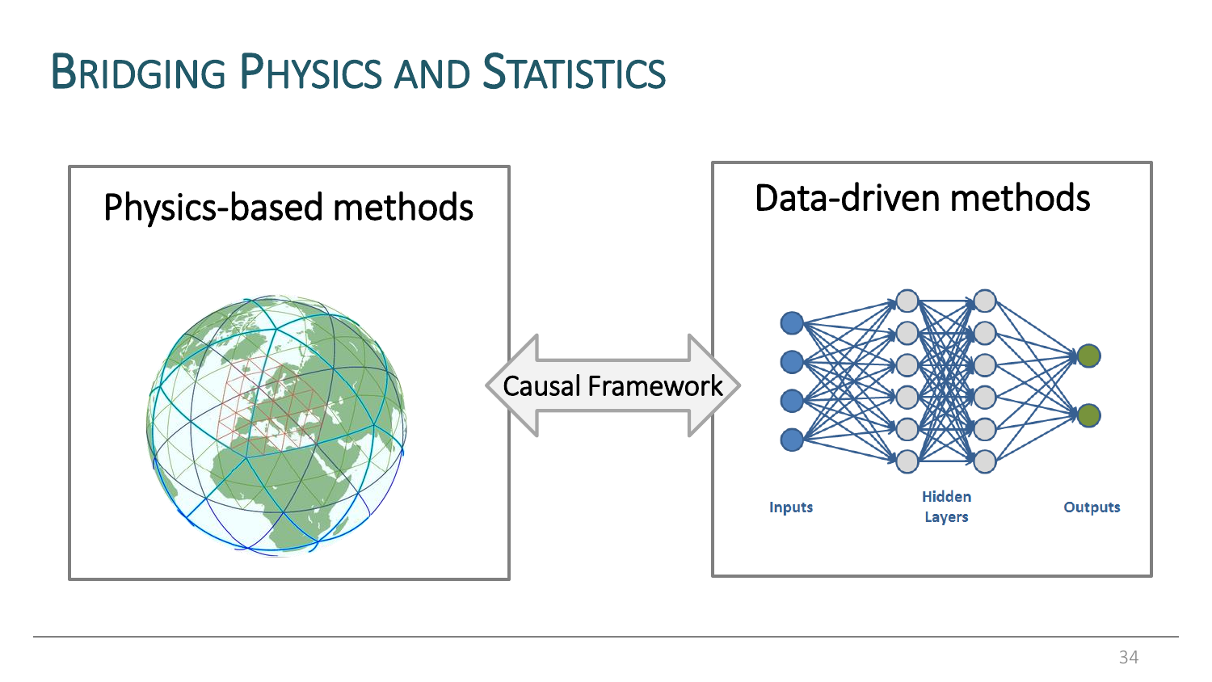# Bridging Physics and Statistics

Physics-based methods

Causal Framework

Data-driven methods

Inputs

Hidden Layers

Outputs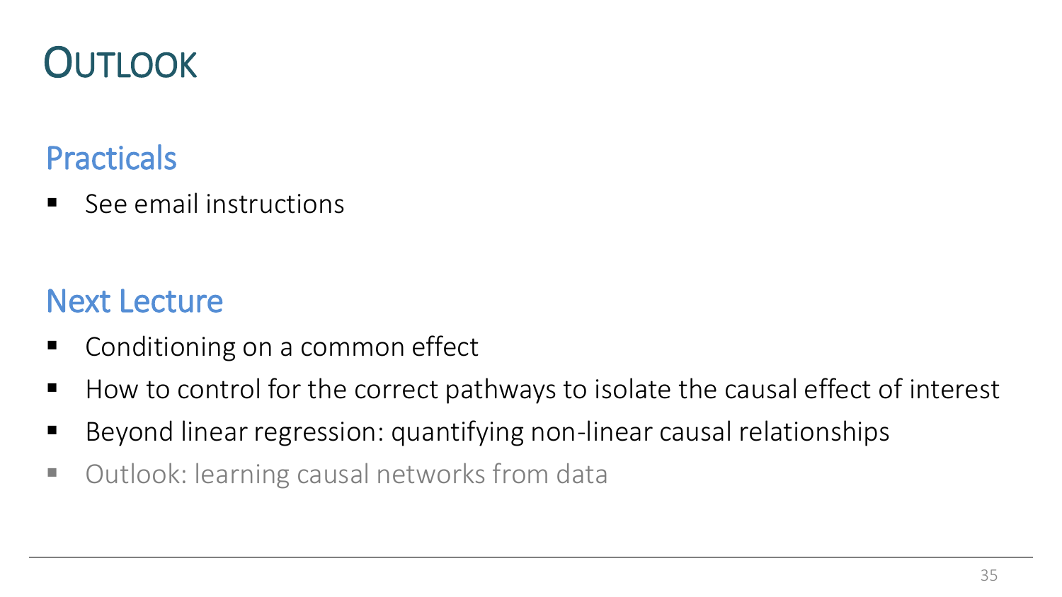# Outlook

## Practicals

- See email instructions

## Next Lecture

- Conditioning on a common effect
- How to control for the correct pathways to isolate the causal effect of interest
- Beyond linear regression: quantifying non-linear causal relationships
- Outlook: learning causal networks from data